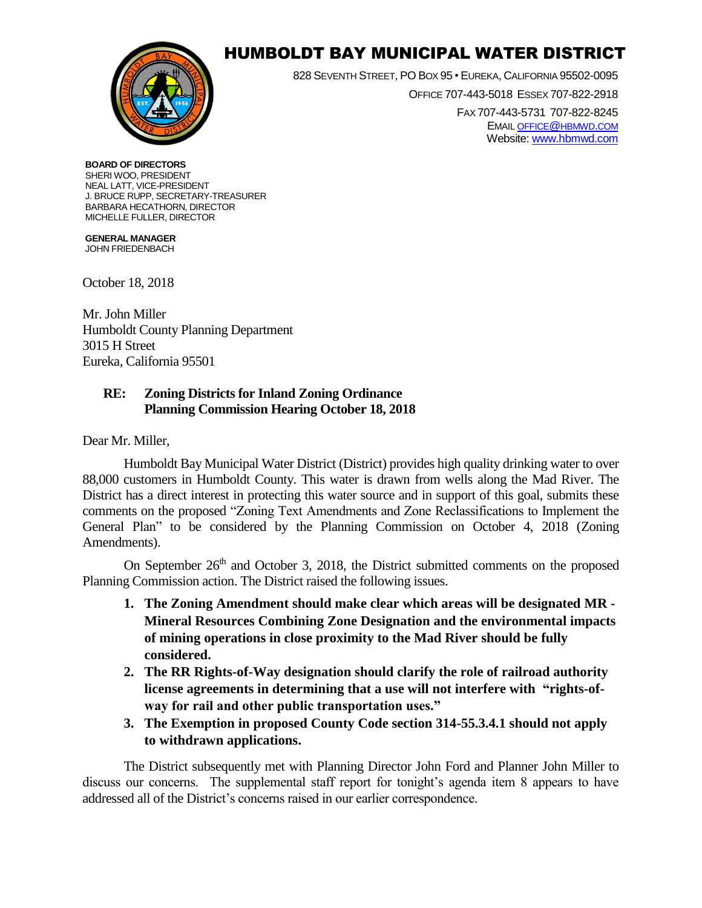# HUMBOLDT BAY MUNICIPAL WATER DISTRICT

828 SEVENTH STREET, PO BOX 95 • EUREKA, CALIFORNIA 95502-0095
OFFICE 707-443-5018 ESSEX 707-822-2918
FAX 707-443-5731 707-822-8245
EMAIL OFFICE@HBMWD.COM
Website: www.hbmwd.com

**BOARD OF DIRECTORS**
SHERI WOO, PRESIDENT
NEAL LATT, VICE-PRESIDENT
J. BRUCE RUPP, SECRETARY-TREASURER
BARBARA HECATHORN, DIRECTOR
MICHELLE FULLER, DIRECTOR

**GENERAL MANAGER**
JOHN FRIEDENBACH

October 18, 2018

Mr. John Miller
Humboldt County Planning Department
3015 H Street
Eureka, California 95501

**RE: Zoning Districts for Inland Zoning Ordinance**
**Planning Commission Hearing October 18, 2018**

Dear Mr. Miller,

Humboldt Bay Municipal Water District (District) provides high quality drinking water to over 88,000 customers in Humboldt County. This water is drawn from wells along the Mad River. The District has a direct interest in protecting this water source and in support of this goal, submits these comments on the proposed "Zoning Text Amendments and Zone Reclassifications to Implement the General Plan" to be considered by the Planning Commission on October 4, 2018 (Zoning Amendments).

On September 26th and October 3, 2018, the District submitted comments on the proposed Planning Commission action. The District raised the following issues.

1. **The Zoning Amendment should make clear which areas will be designated MR - Mineral Resources Combining Zone Designation and the environmental impacts of mining operations in close proximity to the Mad River should be fully considered.**
2. **The RR Rights-of-Way designation should clarify the role of railroad authority license agreements in determining that a use will not interfere with "rights-of-way for rail and other public transportation uses."**
3. **The Exemption in proposed County Code section 314-55.3.4.1 should not apply to withdrawn applications.**

The District subsequently met with Planning Director John Ford and Planner John Miller to discuss our concerns. The supplemental staff report for tonight's agenda item 8 appears to have addressed all of the District's concerns raised in our earlier correspondence.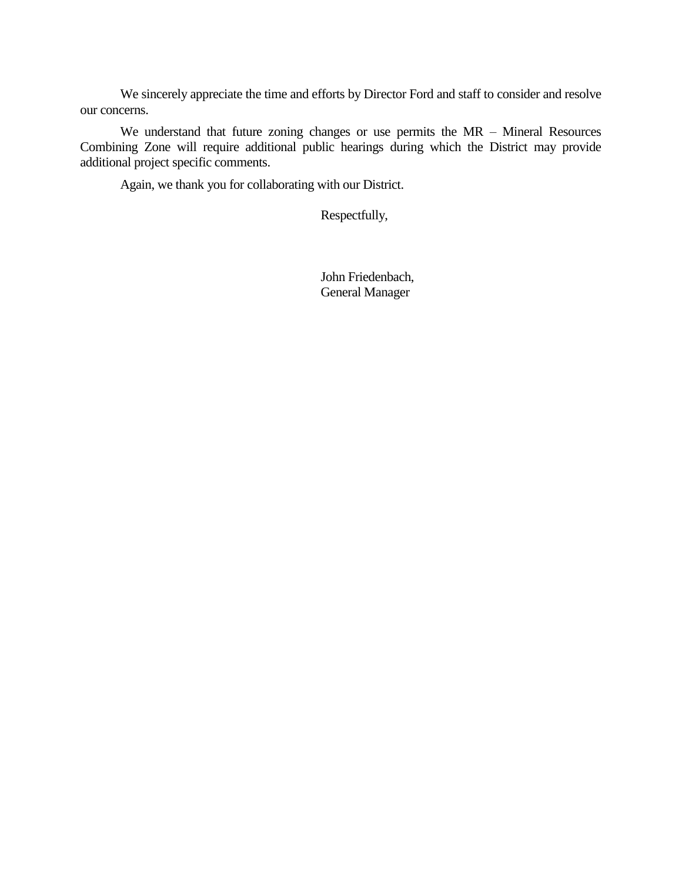We sincerely appreciate the time and efforts by Director Ford and staff to consider and resolve our concerns.

We understand that future zoning changes or use permits the MR – Mineral Resources Combining Zone will require additional public hearings during which the District may provide additional project specific comments.

Again, we thank you for collaborating with our District.

Respectfully,

John Friedenbach,
General Manager